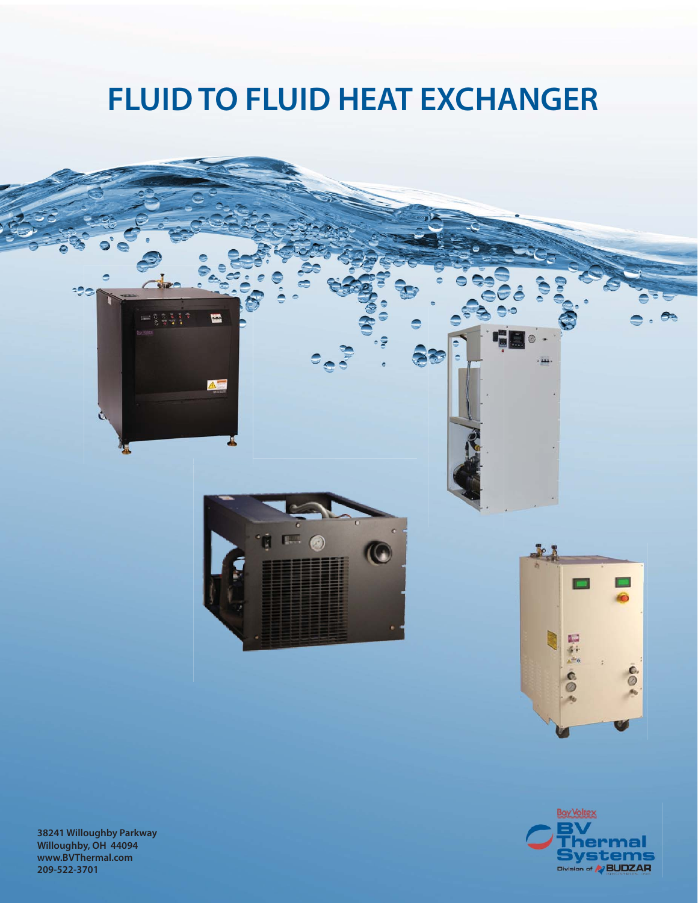# FLUID TO FLUID HEAT EXCHANGER

**38241 Willoughby Parkway**
**Willoughby, OH 44094**
**www.BVThermal.com**
**209-522-3701**

Bay Voltex
BV Thermal Systems
Division of BUDZAR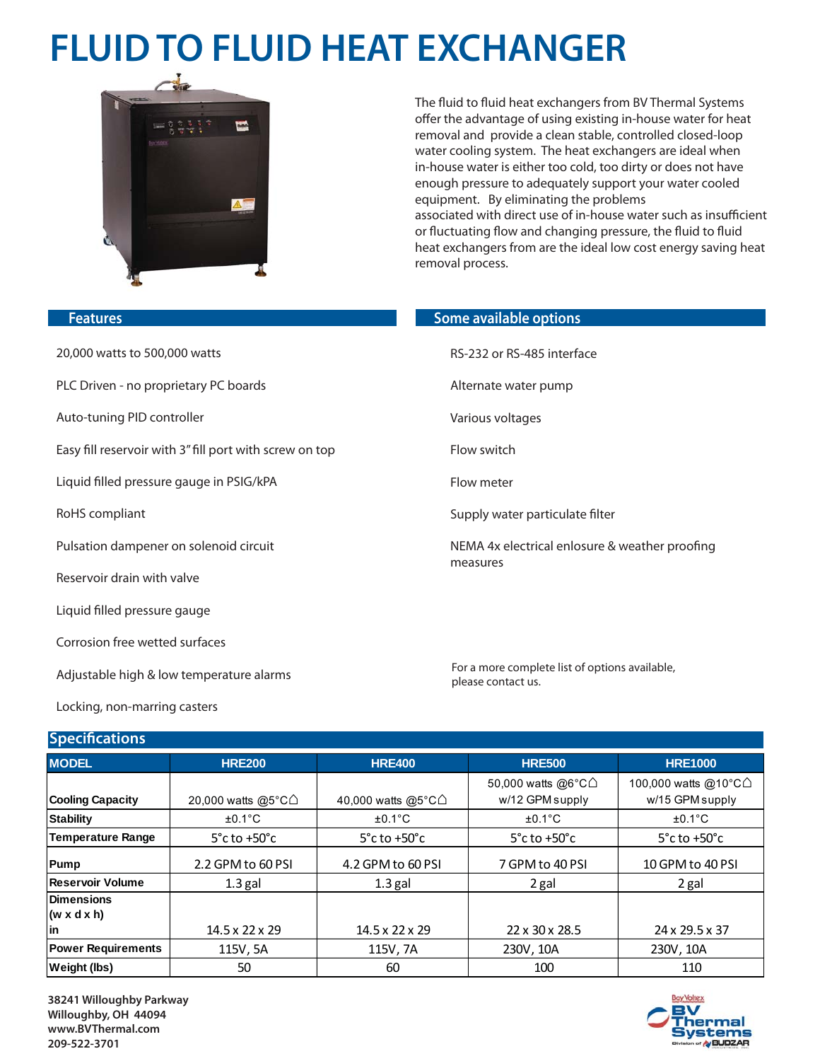# FLUID TO FLUID HEAT EXCHANGER

The fluid to fluid heat exchangers from BV Thermal Systems offer the advantage of using existing in-house water for heat removal and provide a clean stable, controlled closed-loop water cooling system. The heat exchangers are ideal when in-house water is either too cold, too dirty or does not have enough pressure to adequately support your water cooled equipment. By eliminating the problems associated with direct use of in-house water such as insufficient or fluctuating flow and changing pressure, the fluid to fluid heat exchangers from are the ideal low cost energy saving heat removal process.

## Features

- 20,000 watts to 500,000 watts
- PLC Driven - no proprietary PC boards
- Auto-tuning PID controller
- Easy fill reservoir with 3" fill port with screw on top
- Liquid filled pressure gauge in PSIG/kPA
- RoHS compliant
- Pulsation dampener on solenoid circuit
- Reservoir drain with valve
- Liquid filled pressure gauge
- Corrosion free wetted surfaces
- Adjustable high & low temperature alarms
- Locking, non-marring casters

## Some available options

- RS-232 or RS-485 interface
- Alternate water pump
- Various voltages
- Flow switch
- Flow meter
- Supply water particulate filter
- NEMA 4x electrical enlosure & weather proofing measures

For a more complete list of options available, please contact us.

## Specifications

| MODEL | HRE200 | HRE400 | HRE500 | HRE1000 |
|---|---|---|---|---|
| Cooling Capacity | 20,000 watts @5°C⌂ | 40,000 watts @5°C⌂ | 50,000 watts @6°C⌂ w/12 GPM supply | 100,000 watts @10°C⌂ w/15 GPM supply |
| Stability | ±0.1°C | ±0.1°C | ±0.1°C | ±0.1°C |
| Temperature Range | 5°c to +50°c | 5°c to +50°c | 5°c to +50°c | 5°c to +50°c |
| Pump | 2.2 GPM to 60 PSI | 4.2 GPM to 60 PSI | 7 GPM to 40 PSI | 10 GPM to 40 PSI |
| Reservoir Volume | 1.3 gal | 1.3 gal | 2 gal | 2 gal |
| Dimensions (w x d x h) in | 14.5 x 22 x 29 | 14.5 x 22 x 29 | 22 x 30 x 28.5 | 24 x 29.5 x 37 |
| Power Requirements | 115V, 5A | 115V, 7A | 230V, 10A | 230V, 10A |
| Weight (lbs) | 50 | 60 | 100 | 110 |

**38241 Willoughby Parkway**
**Willoughby, OH 44094**
**www.BVThermal.com**
**209-522-3701**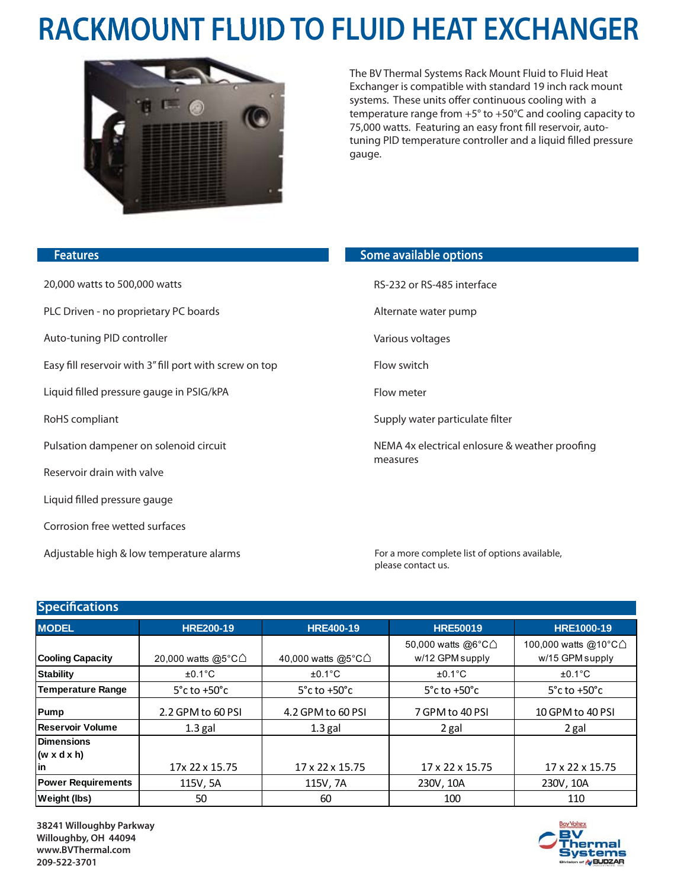# RACKMOUNT FLUID TO FLUID HEAT EXCHANGER

The BV Thermal Systems Rack Mount Fluid to Fluid Heat Exchanger is compatible with standard 19 inch rack mount systems. These units offer continuous cooling with a temperature range from +5° to +50°C and cooling capacity to 75,000 watts. Featuring an easy front fill reservoir, auto-tuning PID temperature controller and a liquid filled pressure gauge.

## Features

- 20,000 watts to 500,000 watts
- PLC Driven - no proprietary PC boards
- Auto-tuning PID controller
- Easy fill reservoir with 3" fill port with screw on top
- Liquid filled pressure gauge in PSIG/kPA
- RoHS compliant
- Pulsation dampener on solenoid circuit
- Reservoir drain with valve
- Liquid filled pressure gauge
- Corrosion free wetted surfaces
- Adjustable high & low temperature alarms

## Some available options

- RS-232 or RS-485 interface
- Alternate water pump
- Various voltages
- Flow switch
- Flow meter
- Supply water particulate filter
- NEMA 4x electrical enlosure & weather proofing measures

For a more complete list of options available, please contact us.

## Specifications

| MODEL | HRE200-19 | HRE400-19 | HRE50019 | HRE1000-19 |
|---|---|---|---|---|
| Cooling Capacity | 20,000 watts @5°C⌂ | 40,000 watts @5°C⌂ | 50,000 watts @6°C⌂ w/12 GPM supply | 100,000 watts @10°C⌂ w/15 GPM supply |
| Stability | ±0.1°C | ±0.1°C | ±0.1°C | ±0.1°C |
| Temperature Range | 5°c to +50°c | 5°c to +50°c | 5°c to +50°c | 5°c to +50°c |
| Pump | 2.2 GPM to 60 PSI | 4.2 GPM to 60 PSI | 7 GPM to 40 PSI | 10 GPM to 40 PSI |
| Reservoir Volume | 1.3 gal | 1.3 gal | 2 gal | 2 gal |
| Dimensions (w x d x h) in | 17x 22 x 15.75 | 17 x 22 x 15.75 | 17 x 22 x 15.75 | 17 x 22 x 15.75 |
| Power Requirements | 115V, 5A | 115V, 7A | 230V, 10A | 230V, 10A |
| Weight (lbs) | 50 | 60 | 100 | 110 |

**38241 Willoughby Parkway**
**Willoughby, OH 44094**
**www.BVThermal.com**
**209-522-3701**

Bay Voltex BV Thermal Systems Division of BUDZAR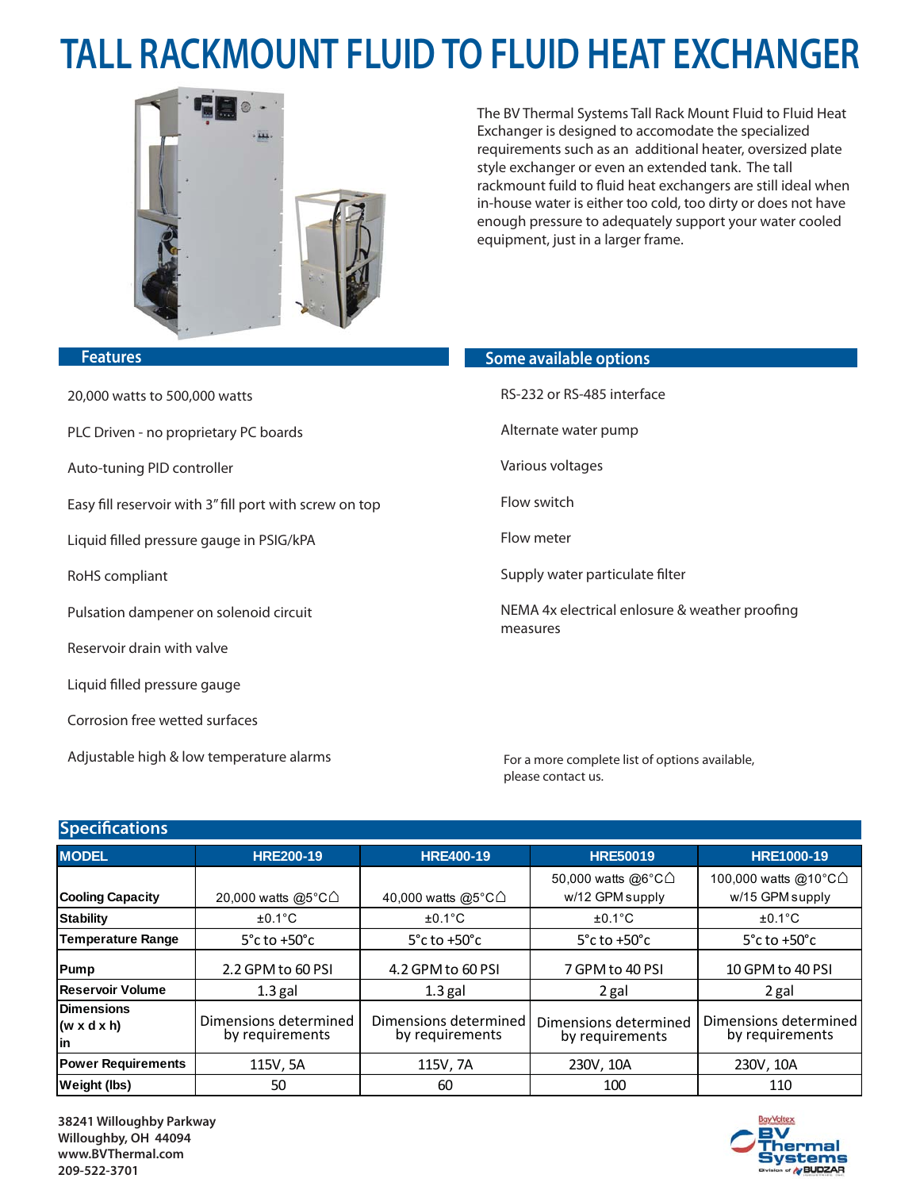# TALL RACKMOUNT FLUID TO FLUID HEAT EXCHANGER

The BV Thermal Systems Tall Rack Mount Fluid to Fluid Heat Exchanger is designed to accomodate the specialized requirements such as an additional heater, oversized plate style exchanger or even an extended tank. The tall rackmount fuild to fluid heat exchangers are still ideal when in-house water is either too cold, too dirty or does not have enough pressure to adequately support your water cooled equipment, just in a larger frame.

## Features

- 20,000 watts to 500,000 watts
- PLC Driven - no proprietary PC boards
- Auto-tuning PID controller
- Easy fill reservoir with 3" fill port with screw on top
- Liquid filled pressure gauge in PSIG/kPA
- RoHS compliant
- Pulsation dampener on solenoid circuit
- Reservoir drain with valve
- Liquid filled pressure gauge
- Corrosion free wetted surfaces
- Adjustable high & low temperature alarms

## Some available options

- RS-232 or RS-485 interface
- Alternate water pump
- Various voltages
- Flow switch
- Flow meter
- Supply water particulate filter
- NEMA 4x electrical enlosure & weather proofing measures

For a more complete list of options available, please contact us.

## Specifications

| MODEL | HRE200-19 | HRE400-19 | HRE50019 | HRE1000-19 |
|---|---|---|---|---|
| Cooling Capacity | 20,000 watts @5°C⌂ | 40,000 watts @5°C⌂ | 50,000 watts @6°C⌂ w/12 GPM supply | 100,000 watts @10°C⌂ w/15 GPM supply |
| Stability | ±0.1°C | ±0.1°C | ±0.1°C | ±0.1°C |
| Temperature Range | 5°c to +50°c | 5°c to +50°c | 5°c to +50°c | 5°c to +50°c |
| Pump | 2.2 GPM to 60 PSI | 4.2 GPM to 60 PSI | 7 GPM to 40 PSI | 10 GPM to 40 PSI |
| Reservoir Volume | 1.3 gal | 1.3 gal | 2 gal | 2 gal |
| Dimensions (w x d x h) in | Dimensions determined by requirements | Dimensions determined by requirements | Dimensions determined by requirements | Dimensions determined by requirements |
| Power Requirements | 115V, 5A | 115V, 7A | 230V, 10A | 230V, 10A |
| Weight (lbs) | 50 | 60 | 100 | 110 |

**38241 Willoughby Parkway**
**Willoughby, OH 44094**
**www.BVThermal.com**
**209-522-3701**

BayVoltex BV Thermal Systems Division of BUDZAR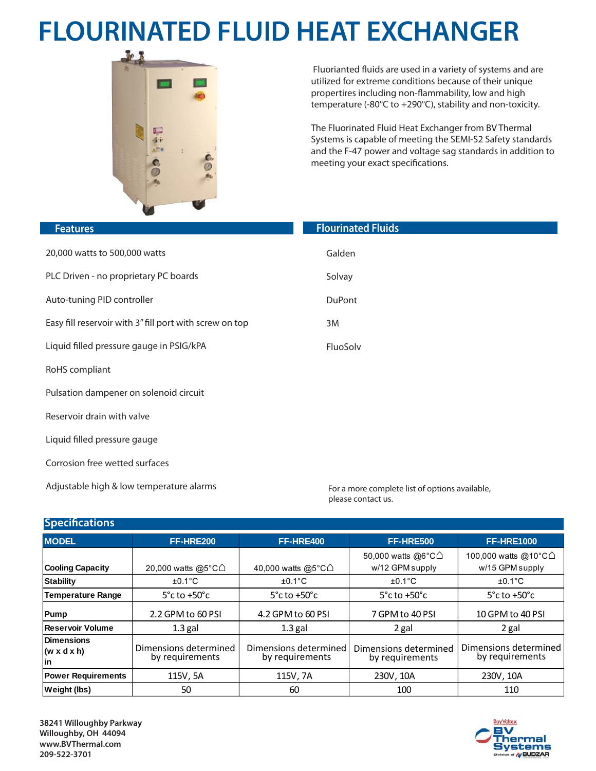# FLOURINATED FLUID HEAT EXCHANGER

Flourianted fluids are used in a variety of systems and are utilized for extreme conditions because of their unique propertires including non-flammability, low and high temperature (-80°C to +290°C), stability and non-toxicity.

The Fluorinated Fluid Heat Exchanger from BV Thermal Systems is capable of meeting the SEMI-S2 Safety standards and the F-47 power and voltage sag standards in addition to meeting your exact specifications.

## Features

- 20,000 watts to 500,000 watts
- PLC Driven - no proprietary PC boards
- Auto-tuning PID controller
- Easy fill reservoir with 3" fill port with screw on top
- Liquid filled pressure gauge in PSIG/kPA
- RoHS compliant
- Pulsation dampener on solenoid circuit
- Reservoir drain with valve
- Liquid filled pressure gauge
- Corrosion free wetted surfaces
- Adjustable high & low temperature alarms

## Flourinated Fluids

- Galden
- Solvay
- DuPont
- 3M
- FluoSolv

For a more complete list of options available, please contact us.

## Specifications

| MODEL | FF-HRE200 | FF-HRE400 | FF-HRE500 | FF-HRE1000 |
|---|---|---|---|---|
| **Cooling Capacity** | 20,000 watts @5°C⌂ | 40,000 watts @5°C⌂ | 50,000 watts @6°C⌂ w/12 GPM supply | 100,000 watts @10°C⌂ w/15 GPM supply |
| **Stability** | ±0.1°C | ±0.1°C | ±0.1°C | ±0.1°C |
| **Temperature Range** | 5°c to +50°c | 5°c to +50°c | 5°c to +50°c | 5°c to +50°c |
| **Pump** | 2.2 GPM to 60 PSI | 4.2 GPM to 60 PSI | 7 GPM to 40 PSI | 10 GPM to 40 PSI |
| **Reservoir Volume** | 1.3 gal | 1.3 gal | 2 gal | 2 gal |
| **Dimensions (w x d x h) in** | Dimensions determined by requirements | Dimensions determined by requirements | Dimensions determined by requirements | Dimensions determined by requirements |
| **Power Requirements** | 115V, 5A | 115V, 7A | 230V, 10A | 230V, 10A |
| **Weight (lbs)** | 50 | 60 | 100 | 110 |

**38241 Willoughby Parkway**
**Willoughby, OH 44094**
**www.BVThermal.com**
**209-522-3701**

BayVoltex BV Thermal Systems Division of BUDZAR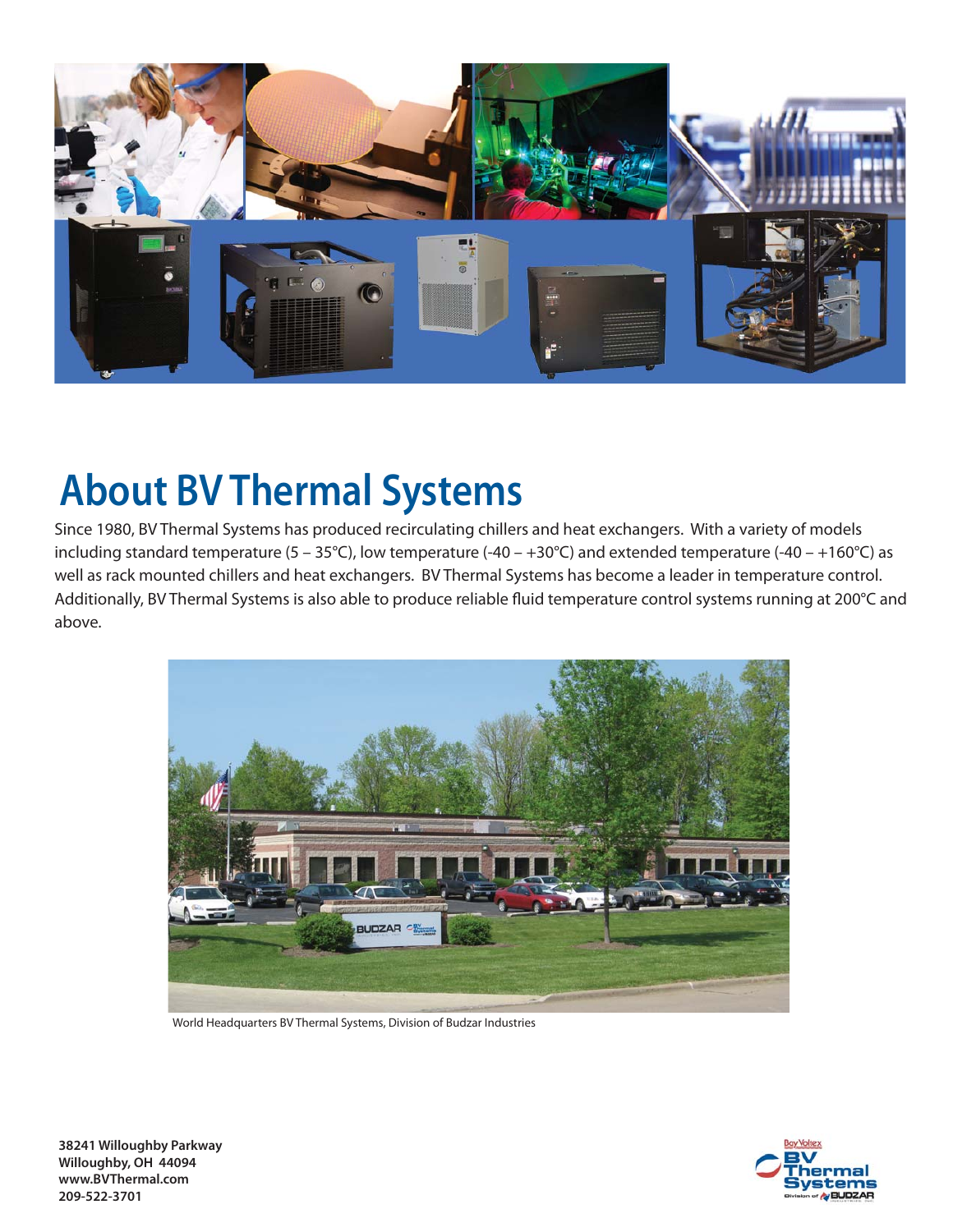# About BV Thermal Systems

Since 1980, BV Thermal Systems has produced recirculating chillers and heat exchangers. With a variety of models including standard temperature (5 – 35°C), low temperature (-40 – +30°C) and extended temperature (-40 – +160°C) as well as rack mounted chillers and heat exchangers. BV Thermal Systems has become a leader in temperature control. Additionally, BV Thermal Systems is also able to produce reliable fluid temperature control systems running at 200°C and above.

World Headquarters BV Thermal Systems, Division of Budzar Industries

**38241 Willoughby Parkway**
**Willoughby, OH 44094**
**www.BVThermal.com**
**209-522-3701**